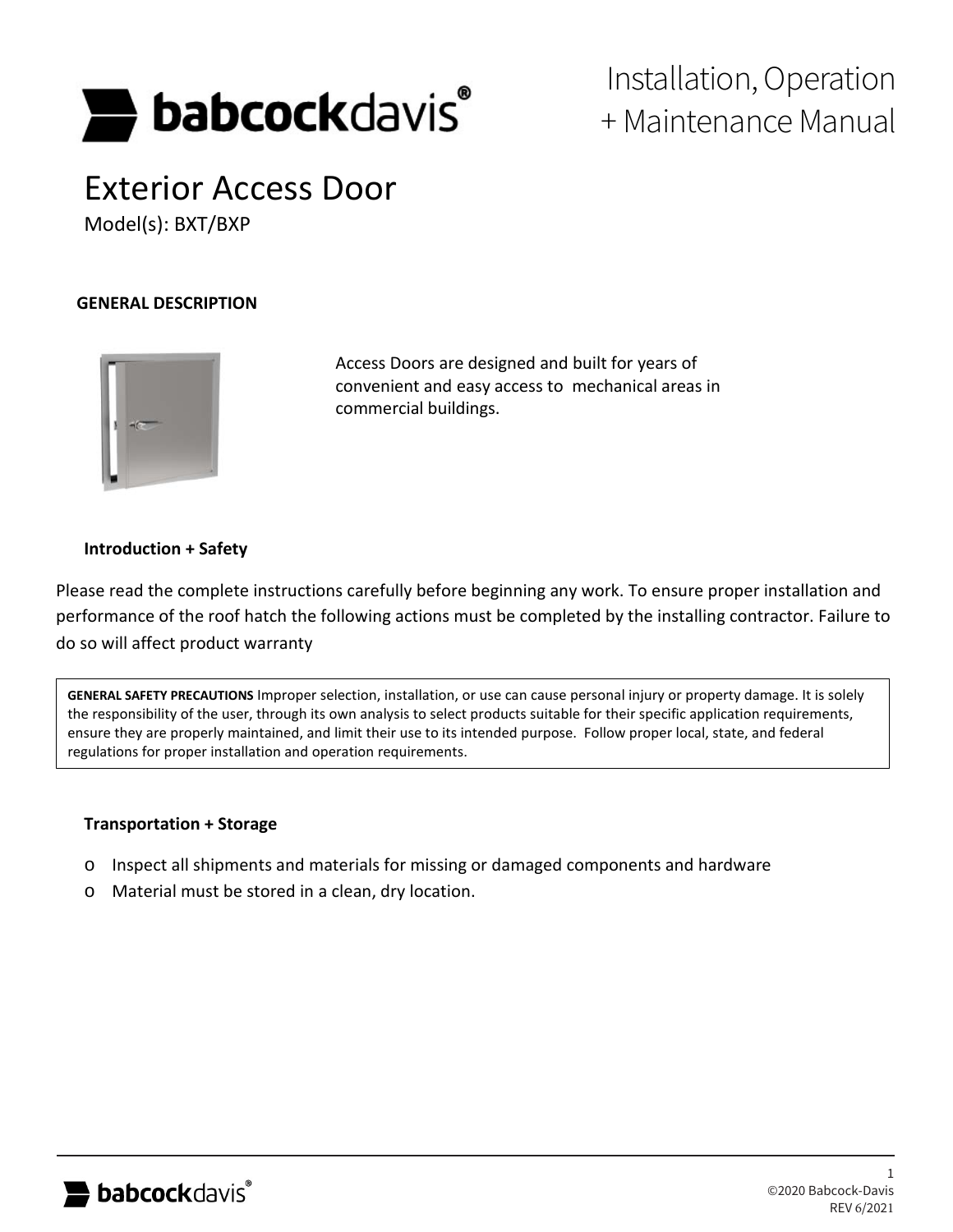# Installation, Operation + Maintenance Manual

# Exterior Access Door

Model(s): BXT/BXP

## GENERAL DESCRIPTION

Access Doors are designed and built for years of convenient and easy access to mechanical areas in commercial buildings.

### Introduction + Safety

Please read the complete instructions carefully before beginning any work. To ensure proper installation and performance of the roof hatch the following actions must be completed by the installing contractor. Failure to do so will affect product warranty

> **GENERAL SAFETY PRECAUTIONS** Improper selection, installation, or use can cause personal injury or property damage. It is solely the responsibility of the user, through its own analysis to select products suitable for their specific application requirements, ensure they are properly maintained, and limit their use to its intended purpose. Follow proper local, state, and federal regulations for proper installation and operation requirements.

### Transportation + Storage

- Inspect all shipments and materials for missing or damaged components and hardware
- Material must be stored in a clean, dry location.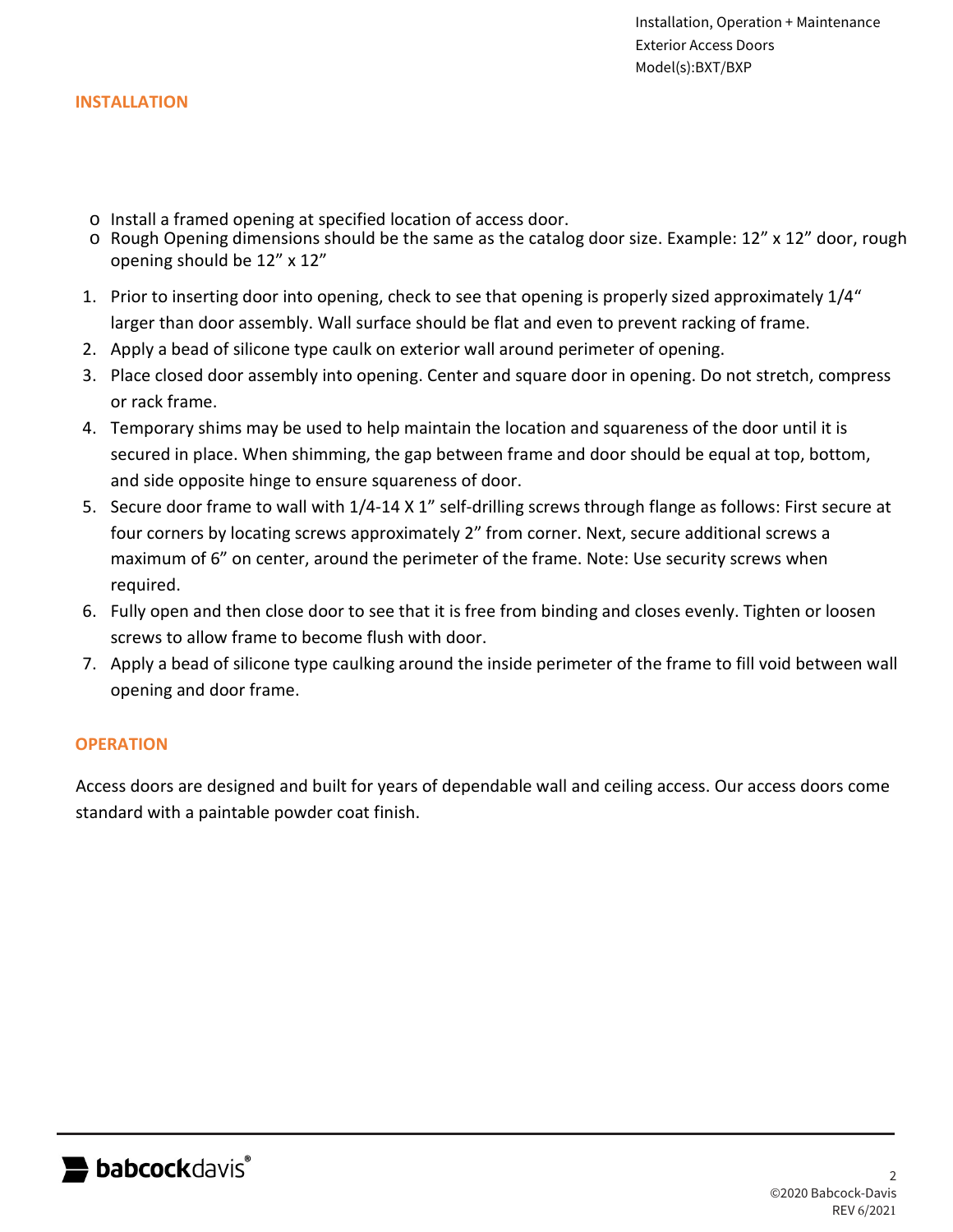## INSTALLATION

- Install a framed opening at specified location of access door.
- Rough Opening dimensions should be the same as the catalog door size. Example: 12" x 12" door, rough opening should be 12" x 12"

1. Prior to inserting door into opening, check to see that opening is properly sized approximately 1/4" larger than door assembly. Wall surface should be flat and even to prevent racking of frame.
2. Apply a bead of silicone type caulk on exterior wall around perimeter of opening.
3. Place closed door assembly into opening. Center and square door in opening. Do not stretch, compress or rack frame.
4. Temporary shims may be used to help maintain the location and squareness of the door until it is secured in place. When shimming, the gap between frame and door should be equal at top, bottom, and side opposite hinge to ensure squareness of door.
5. Secure door frame to wall with 1/4-14 X 1" self-drilling screws through flange as follows: First secure at four corners by locating screws approximately 2" from corner. Next, secure additional screws a maximum of 6" on center, around the perimeter of the frame. Note: Use security screws when required.
6. Fully open and then close door to see that it is free from binding and closes evenly. Tighten or loosen screws to allow frame to become flush with door.
7. Apply a bead of silicone type caulking around the inside perimeter of the frame to fill void between wall opening and door frame.

## OPERATION

Access doors are designed and built for years of dependable wall and ceiling access. Our access doors come standard with a paintable powder coat finish.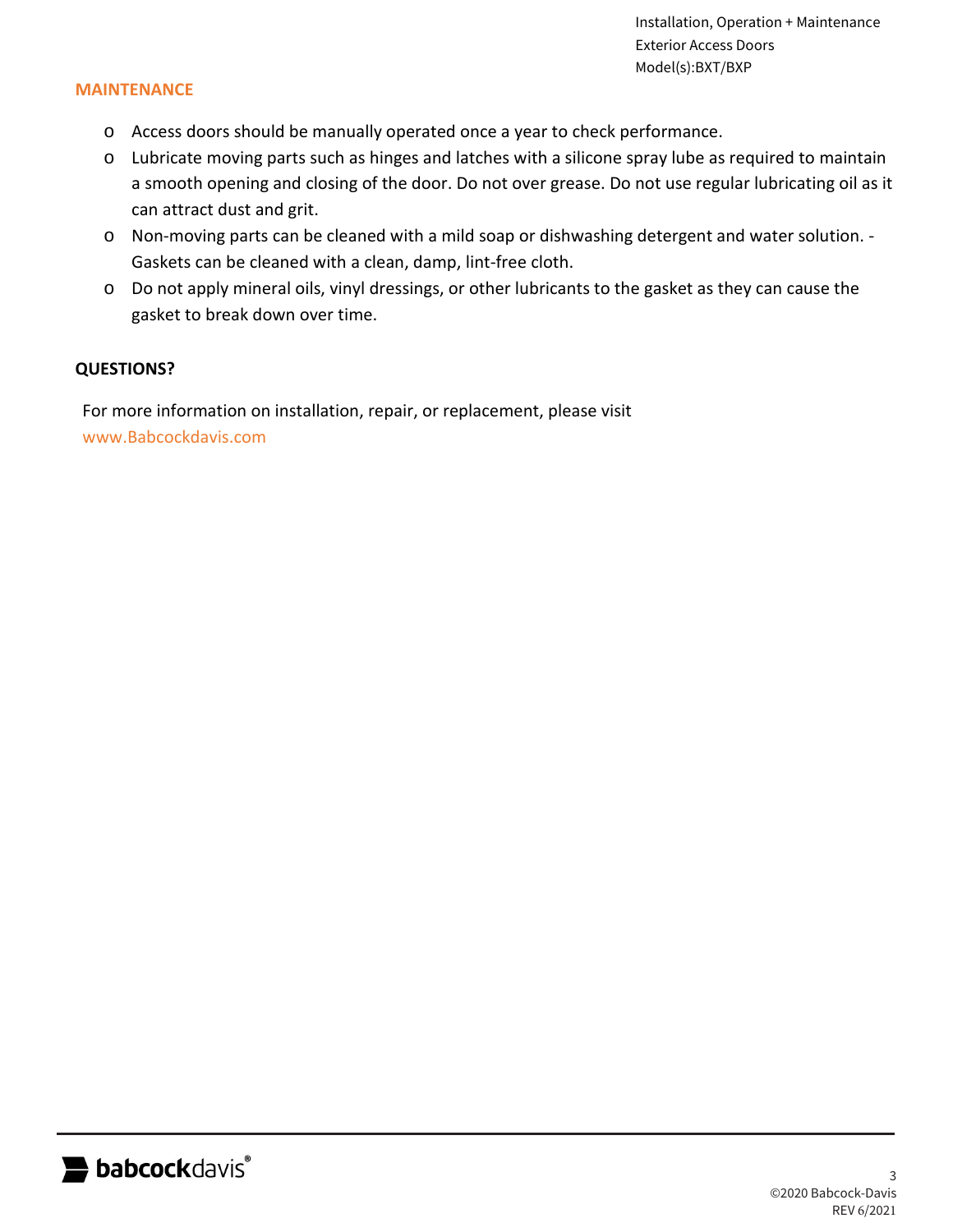## MAINTENANCE

- Access doors should be manually operated once a year to check performance.
- Lubricate moving parts such as hinges and latches with a silicone spray lube as required to maintain a smooth opening and closing of the door. Do not over grease. Do not use regular lubricating oil as it can attract dust and grit.
- Non-moving parts can be cleaned with a mild soap or dishwashing detergent and water solution. - Gaskets can be cleaned with a clean, damp, lint-free cloth.
- Do not apply mineral oils, vinyl dressings, or other lubricants to the gasket as they can cause the gasket to break down over time.

## QUESTIONS?

For more information on installation, repair, or replacement, please visit www.Babcockdavis.com